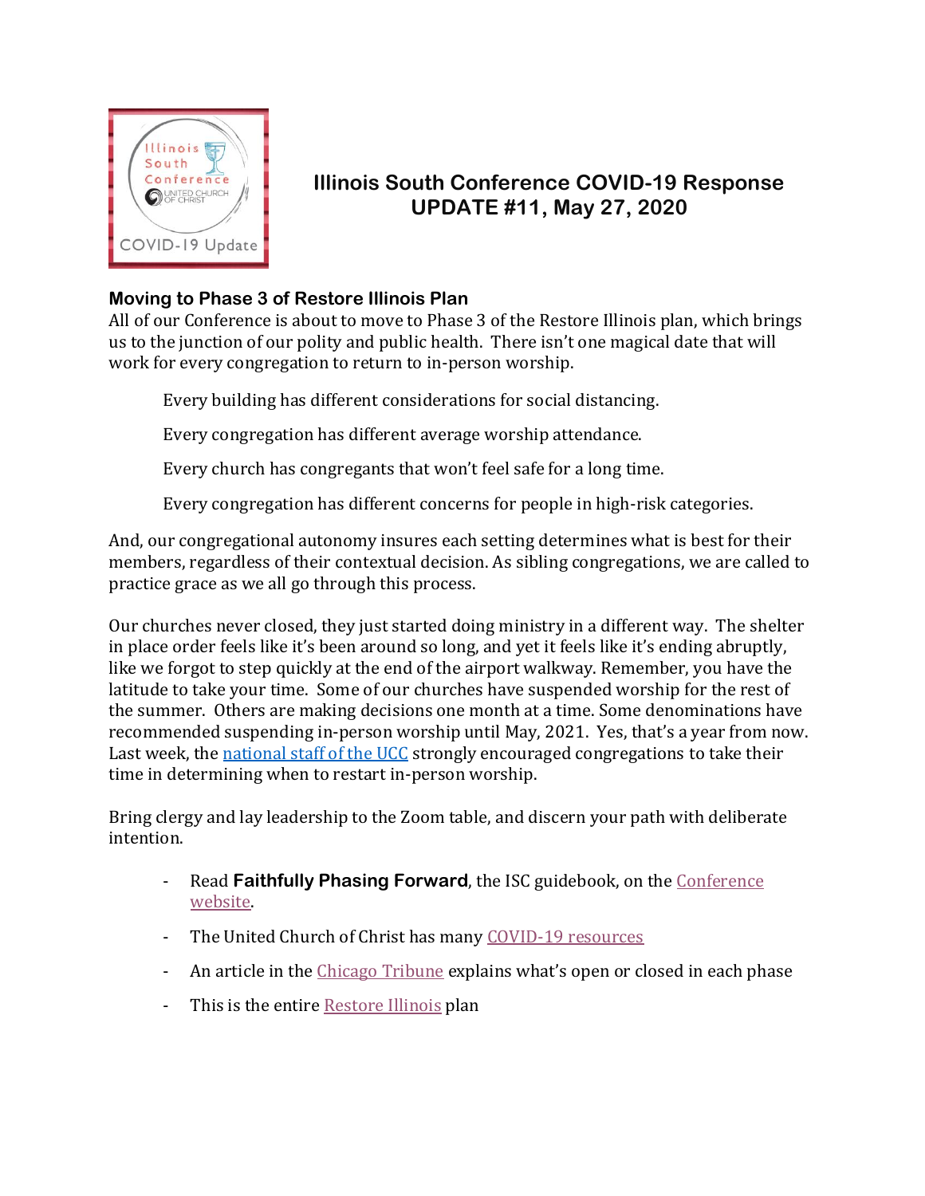# Illinois South Conference COVID-19 Response
## UPDATE #11, May 27, 2020

### Moving to Phase 3 of Restore Illinois Plan

All of our Conference is about to move to Phase 3 of the Restore Illinois plan, which brings us to the junction of our polity and public health. There isn't one magical date that will work for every congregation to return to in-person worship.

> Every building has different considerations for social distancing.
>
> Every congregation has different average worship attendance.
>
> Every church has congregants that won't feel safe for a long time.
>
> Every congregation has different concerns for people in high-risk categories.

And, our congregational autonomy insures each setting determines what is best for their members, regardless of their contextual decision. As sibling congregations, we are called to practice grace as we all go through this process.

Our churches never closed, they just started doing ministry in a different way. The shelter in place order feels like it's been around so long, and yet it feels like it's ending abruptly, like we forgot to step quickly at the end of the airport walkway. Remember, you have the latitude to take your time. Some of our churches have suspended worship for the rest of the summer. Others are making decisions one month at a time. Some denominations have recommended suspending in-person worship until May, 2021. Yes, that's a year from now. Last week, the national staff of the UCC strongly encouraged congregations to take their time in determining when to restart in-person worship.

Bring clergy and lay leadership to the Zoom table, and discern your path with deliberate intention.

- Read **Faithfully Phasing Forward**, the ISC guidebook, on the Conference website.
- The United Church of Christ has many COVID-19 resources
- An article in the Chicago Tribune explains what's open or closed in each phase
- This is the entire Restore Illinois plan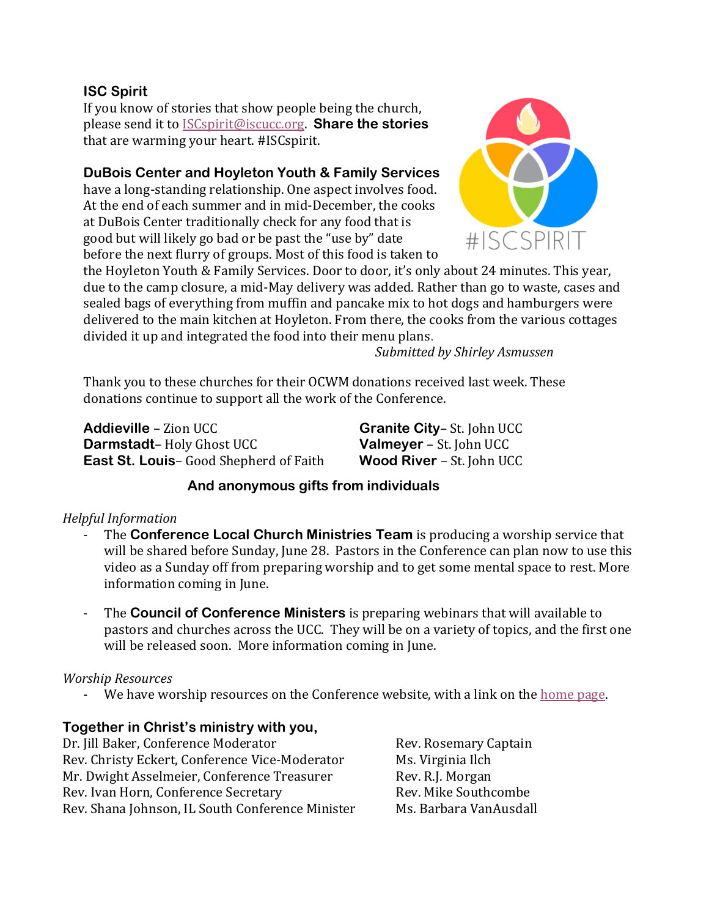**ISC Spirit**

If you know of stories that show people being the church, please send it to ISCspirit@iscucc.org. **Share the stories** that are warming your heart. #ISCspirit.

**DuBois Center and Hoyleton Youth & Family Services** have a long-standing relationship. One aspect involves food. At the end of each summer and in mid-December, the cooks at DuBois Center traditionally check for any food that is good but will likely go bad or be past the "use by" date before the next flurry of groups. Most of this food is taken to the Hoyleton Youth & Family Services. Door to door, it's only about 24 minutes. This year, due to the camp closure, a mid-May delivery was added. Rather than go to waste, cases and sealed bags of everything from muffin and pancake mix to hot dogs and hamburgers were delivered to the main kitchen at Hoyleton. From there, the cooks from the various cottages divided it up and integrated the food into their menu plans.

*Submitted by Shirley Asmussen*

Thank you to these churches for their OCWM donations received last week. These donations continue to support all the work of the Conference.

**Addieville** – Zion UCC
**Darmstadt**– Holy Ghost UCC
**East St. Louis**– Good Shepherd of Faith
**Granite City**– St. John UCC
**Valmeyer** – St. John UCC
**Wood River** – St. John UCC

**And anonymous gifts from individuals**

*Helpful Information*

- The **Conference Local Church Ministries Team** is producing a worship service that will be shared before Sunday, June 28. Pastors in the Conference can plan now to use this video as a Sunday off from preparing worship and to get some mental space to rest. More information coming in June.
- The **Council of Conference Ministers** is preparing webinars that will available to pastors and churches across the UCC. They will be on a variety of topics, and the first one will be released soon. More information coming in June.

*Worship Resources*

- We have worship resources on the Conference website, with a link on the home page.

**Together in Christ's ministry with you,**

Dr. Jill Baker, Conference Moderator
Rev. Christy Eckert, Conference Vice-Moderator
Mr. Dwight Asselmeier, Conference Treasurer
Rev. Ivan Horn, Conference Secretary
Rev. Shana Johnson, IL South Conference Minister
Rev. Rosemary Captain
Ms. Virginia Ilch
Rev. R.J. Morgan
Rev. Mike Southcombe
Ms. Barbara VanAusdall